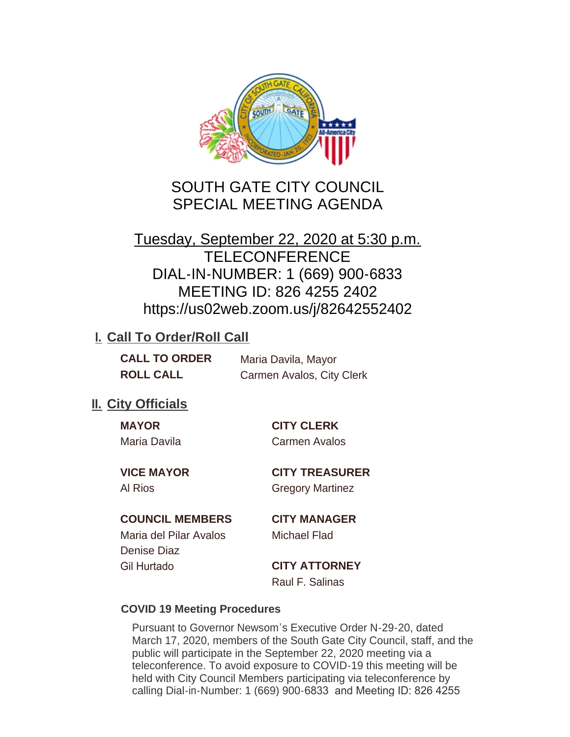# SOUTH GATE CITY COUNCIL
# SPECIAL MEETING AGENDA

**Tuesday, September 22, 2020 at 5:30 p.m.**
TELECONFERENCE
DIAL-IN-NUMBER: 1 (669) 900-6833
MEETING ID: 826 4255 2402
https://us02web.zoom.us/j/82642552402

## I. Call To Order/Roll Call

**CALL TO ORDER** Maria Davila, Mayor
**ROLL CALL** Carmen Avalos, City Clerk

## II. City Officials

**MAYOR**
Maria Davila

**VICE MAYOR**
Al Rios

**COUNCIL MEMBERS**
Maria del Pilar Avalos
Denise Diaz
Gil Hurtado

**CITY CLERK**
Carmen Avalos

**CITY TREASURER**
Gregory Martinez

**CITY MANAGER**
Michael Flad

**CITY ATTORNEY**
Raul F. Salinas

### COVID 19 Meeting Procedures

Pursuant to Governor Newsom's Executive Order N-29-20, dated March 17, 2020, members of the South Gate City Council, staff, and the public will participate in the September 22, 2020 meeting via a teleconference. To avoid exposure to COVID-19 this meeting will be held with City Council Members participating via teleconference by calling Dial-in-Number: 1 (669) 900-6833 and Meeting ID: 826 4255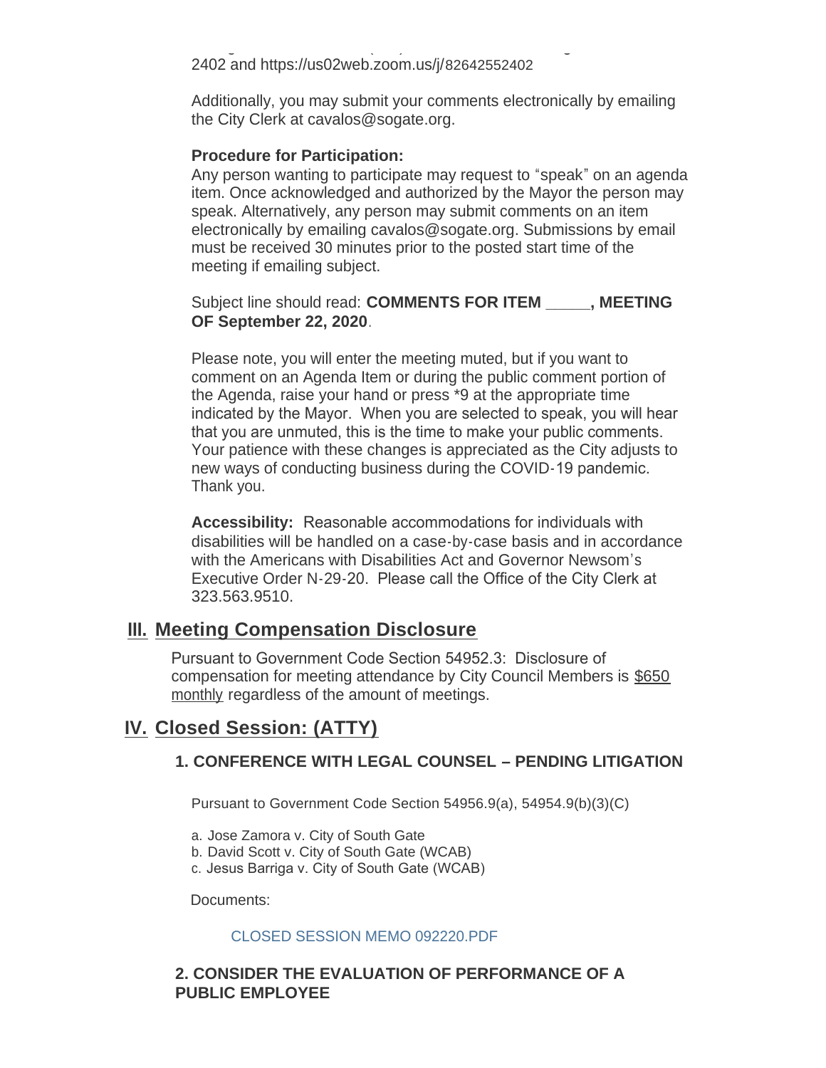2402 and https://us02web.zoom.us/j/82642552402

Additionally, you may submit your comments electronically by emailing the City Clerk at cavalos@sogate.org.

**Procedure for Participation:**
Any person wanting to participate may request to "speak" on an agenda item. Once acknowledged and authorized by the Mayor the person may speak. Alternatively, any person may submit comments on an item electronically by emailing cavalos@sogate.org. Submissions by email must be received 30 minutes prior to the posted start time of the meeting if emailing subject.

Subject line should read: **COMMENTS FOR ITEM _____, MEETING OF September 22, 2020**.

Please note, you will enter the meeting muted, but if you want to comment on an Agenda Item or during the public comment portion of the Agenda, raise your hand or press *9 at the appropriate time indicated by the Mayor. When you are selected to speak, you will hear that you are unmuted, this is the time to make your public comments. Your patience with these changes is appreciated as the City adjusts to new ways of conducting business during the COVID-19 pandemic. Thank you.

**Accessibility:** Reasonable accommodations for individuals with disabilities will be handled on a case-by-case basis and in accordance with the Americans with Disabilities Act and Governor Newsom's Executive Order N-29-20. Please call the Office of the City Clerk at 323.563.9510.

## III. Meeting Compensation Disclosure

Pursuant to Government Code Section 54952.3: Disclosure of compensation for meeting attendance by City Council Members is $650 monthly regardless of the amount of meetings.

## IV. Closed Session: (ATTY)

### 1. CONFERENCE WITH LEGAL COUNSEL – PENDING LITIGATION

Pursuant to Government Code Section 54956.9(a), 54954.9(b)(3)(C)

a. Jose Zamora v. City of South Gate
b. David Scott v. City of South Gate (WCAB)
c. Jesus Barriga v. City of South Gate (WCAB)

Documents:

CLOSED SESSION MEMO 092220.PDF

### 2. CONSIDER THE EVALUATION OF PERFORMANCE OF A PUBLIC EMPLOYEE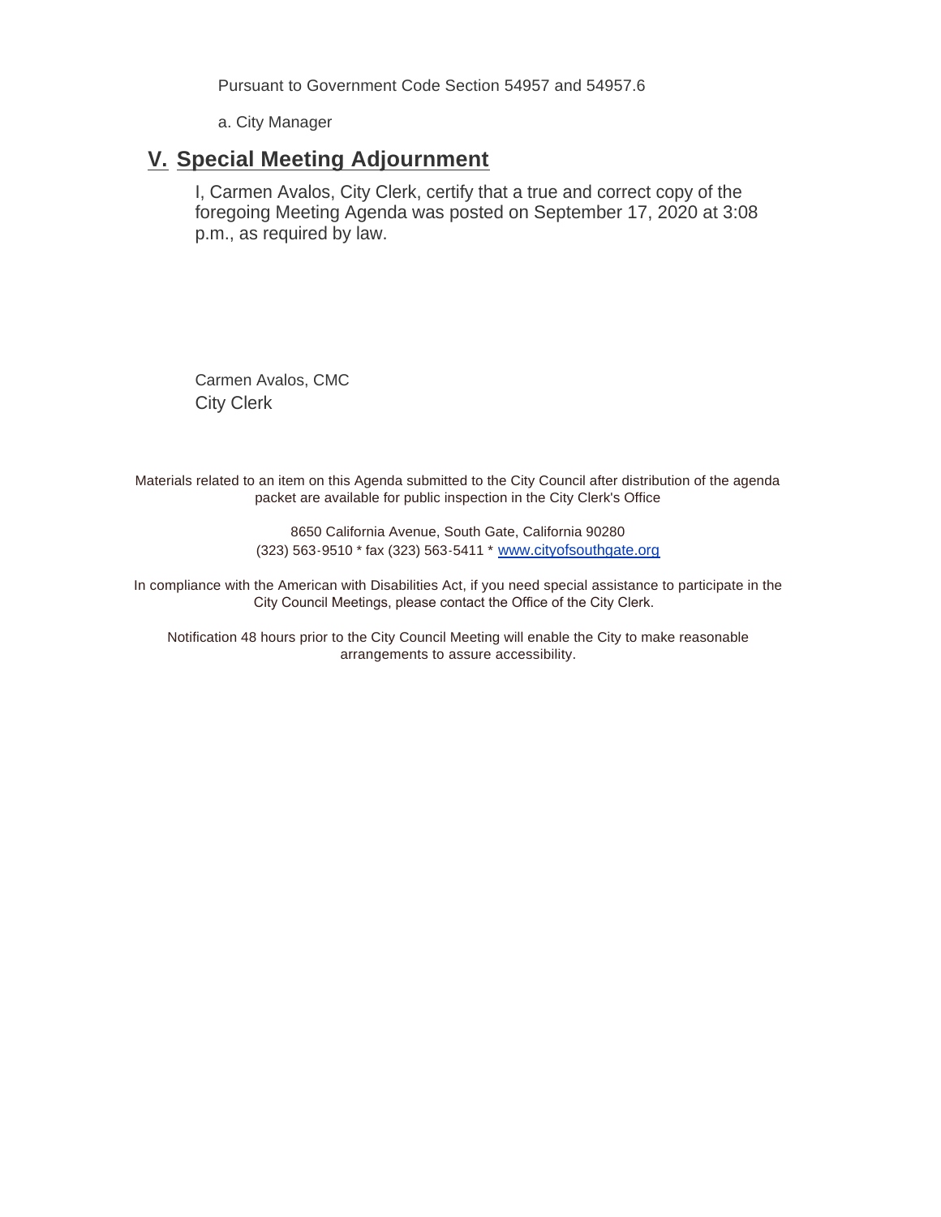Pursuant to Government Code Section 54957 and 54957.6

a. City Manager

## V. Special Meeting Adjournment

I, Carmen Avalos, City Clerk, certify that a true and correct copy of the foregoing Meeting Agenda was posted on September 17, 2020 at 3:08 p.m., as required by law.

Carmen Avalos, CMC
City Clerk

Materials related to an item on this Agenda submitted to the City Council after distribution of the agenda packet are available for public inspection in the City Clerk's Office

8650 California Avenue, South Gate, California 90280
(323) 563-9510 * fax (323) 563-5411 * www.cityofsouthgate.org

In compliance with the American with Disabilities Act, if you need special assistance to participate in the City Council Meetings, please contact the Office of the City Clerk.

Notification 48 hours prior to the City Council Meeting will enable the City to make reasonable arrangements to assure accessibility.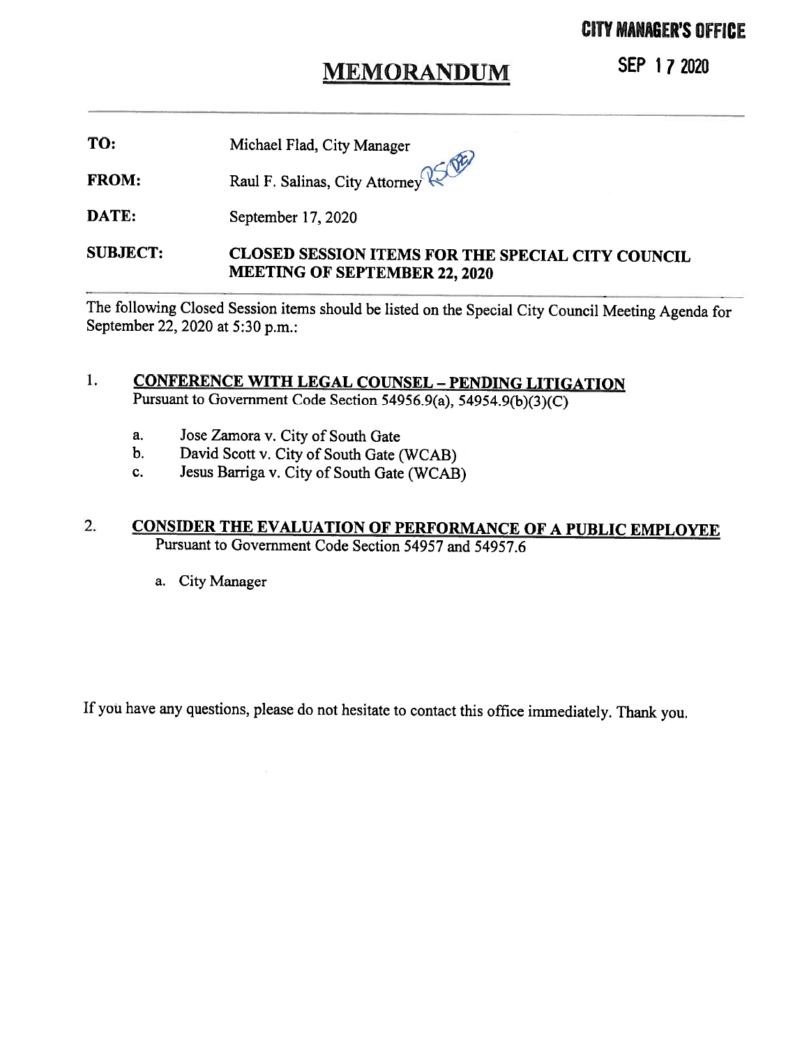**CITY MANAGER'S OFFICE**

**SEP 17 2020**

# MEMORANDUM

**TO:** Michael Flad, City Manager

**FROM:** Raul F. Salinas, City Attorney

**DATE:** September 17, 2020

**SUBJECT:** **CLOSED SESSION ITEMS FOR THE SPECIAL CITY COUNCIL MEETING OF SEPTEMBER 22, 2020**

The following Closed Session items should be listed on the Special City Council Meeting Agenda for September 22, 2020 at 5:30 p.m.:

1. **CONFERENCE WITH LEGAL COUNSEL – PENDING LITIGATION**
   Pursuant to Government Code Section 54956.9(a), 54954.9(b)(3)(C)

   a. Jose Zamora v. City of South Gate
   b. David Scott v. City of South Gate (WCAB)
   c. Jesus Barriga v. City of South Gate (WCAB)

2. **CONSIDER THE EVALUATION OF PERFORMANCE OF A PUBLIC EMPLOYEE**
   Pursuant to Government Code Section 54957 and 54957.6

   a. City Manager

If you have any questions, please do not hesitate to contact this office immediately. Thank you.